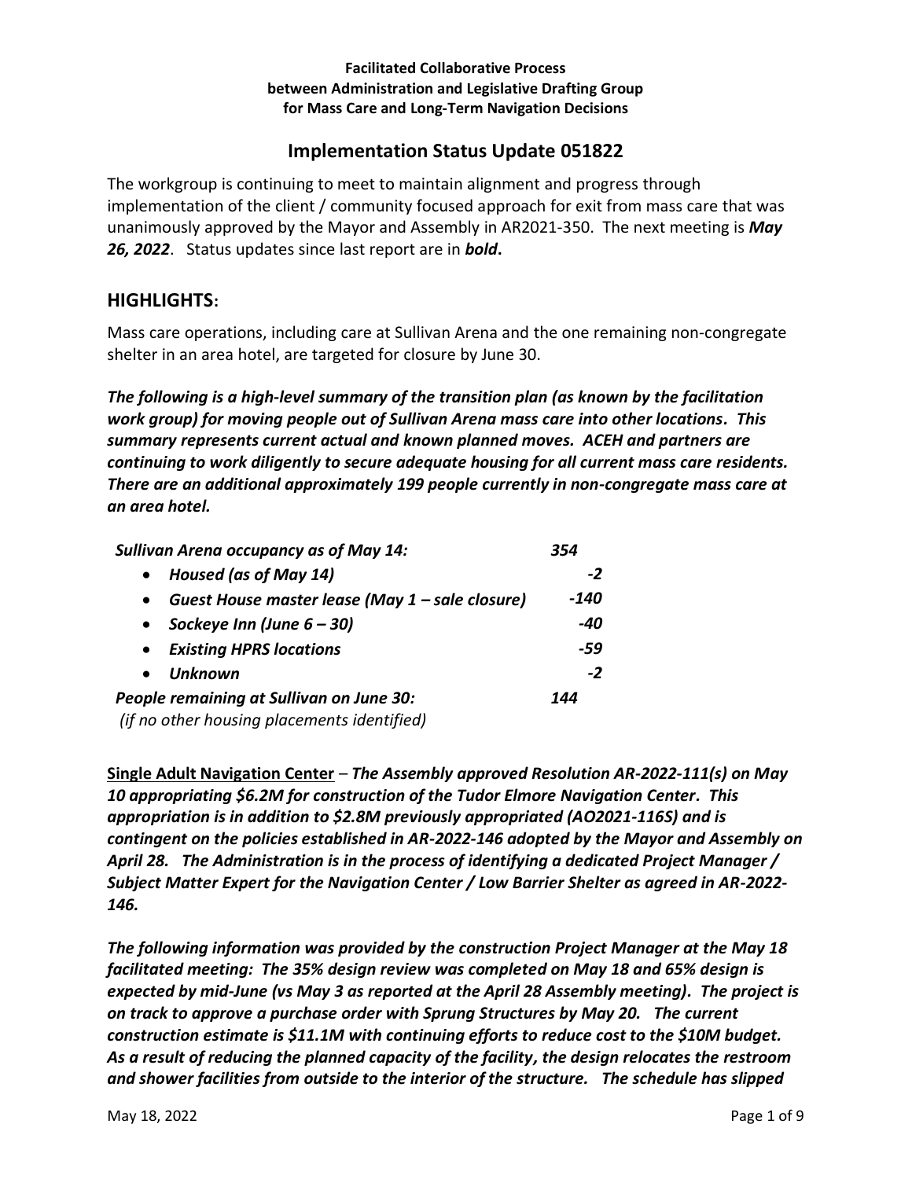**Facilitated Collaborative Process
between Administration and Legislative Drafting Group
for Mass Care and Long-Term Navigation Decisions**

## Implementation Status Update 051822

The workgroup is continuing to meet to maintain alignment and progress through implementation of the client / community focused approach for exit from mass care that was unanimously approved by the Mayor and Assembly in AR2021-350. The next meeting is ***May 26, 2022***. Status updates since last report are in ***bold***.

## HIGHLIGHTS:

Mass care operations, including care at Sullivan Arena and the one remaining non-congregate shelter in an area hotel, are targeted for closure by June 30.

***The following is a high-level summary of the transition plan (as known by the facilitation work group) for moving people out of Sullivan Arena mass care into other locations. This summary represents current actual and known planned moves. ACEH and partners are continuing to work diligently to secure adequate housing for all current mass care residents. There are an additional approximately 199 people currently in non-congregate mass care at an area hotel.***

| | |
|---|---|
| ***Sullivan Arena occupancy as of May 14:*** | ***354*** |
| • ***Housed (as of May 14)*** | ***-2*** |
| • ***Guest House master lease (May 1 – sale closure)*** | ***-140*** |
| • ***Sockeye Inn (June 6 – 30)*** | ***-40*** |
| • ***Existing HPRS locations*** | ***-59*** |
| • ***Unknown*** | ***-2*** |
| ***People remaining at Sullivan on June 30:*** <br> *(if no other housing placements identified)* | ***144*** |

**Single Adult Navigation Center** – ***The Assembly approved Resolution AR-2022-111(s) on May 10 appropriating $6.2M for construction of the Tudor Elmore Navigation Center. This appropriation is in addition to $2.8M previously appropriated (AO2021-116S) and is contingent on the policies established in AR-2022-146 adopted by the Mayor and Assembly on April 28. The Administration is in the process of identifying a dedicated Project Manager / Subject Matter Expert for the Navigation Center / Low Barrier Shelter as agreed in AR-2022-146.***

***The following information was provided by the construction Project Manager at the May 18 facilitated meeting: The 35% design review was completed on May 18 and 65% design is expected by mid-June (vs May 3 as reported at the April 28 Assembly meeting). The project is on track to approve a purchase order with Sprung Structures by May 20. The current construction estimate is $11.1M with continuing efforts to reduce cost to the $10M budget. As a result of reducing the planned capacity of the facility, the design relocates the restroom and shower facilities from outside to the interior of the structure. The schedule has slipped***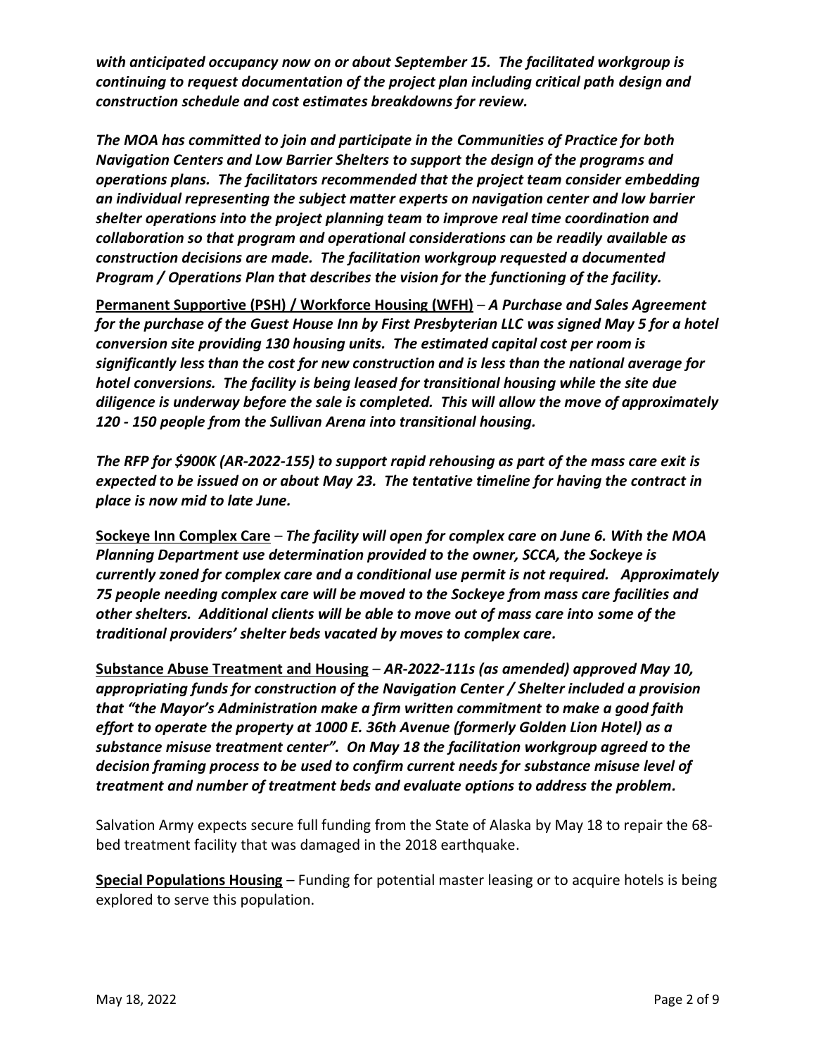***with anticipated occupancy now on or about September 15. The facilitated workgroup is continuing to request documentation of the project plan including critical path design and construction schedule and cost estimates breakdowns for review.***

***The MOA has committed to join and participate in the Communities of Practice for both Navigation Centers and Low Barrier Shelters to support the design of the programs and operations plans. The facilitators recommended that the project team consider embedding an individual representing the subject matter experts on navigation center and low barrier shelter operations into the project planning team to improve real time coordination and collaboration so that program and operational considerations can be readily available as construction decisions are made. The facilitation workgroup requested a documented Program / Operations Plan that describes the vision for the functioning of the facility.***

**<u>Permanent Supportive (PSH) / Workforce Housing (WFH)</u>** – ***A Purchase and Sales Agreement for the purchase of the Guest House Inn by First Presbyterian LLC was signed May 5 for a hotel conversion site providing 130 housing units. The estimated capital cost per room is significantly less than the cost for new construction and is less than the national average for hotel conversions. The facility is being leased for transitional housing while the site due diligence is underway before the sale is completed. This will allow the move of approximately 120 - 150 people from the Sullivan Arena into transitional housing.***

***The RFP for $900K (AR-2022-155) to support rapid rehousing as part of the mass care exit is expected to be issued on or about May 23. The tentative timeline for having the contract in place is now mid to late June.***

**<u>Sockeye Inn Complex Care</u>** – ***The facility will open for complex care on June 6. With the MOA Planning Department use determination provided to the owner, SCCA, the Sockeye is currently zoned for complex care and a conditional use permit is not required. Approximately 75 people needing complex care will be moved to the Sockeye from mass care facilities and other shelters. Additional clients will be able to move out of mass care into some of the traditional providers' shelter beds vacated by moves to complex care.***

**<u>Substance Abuse Treatment and Housing</u>** – ***AR-2022-111s (as amended) approved May 10, appropriating funds for construction of the Navigation Center / Shelter included a provision that "the Mayor's Administration make a firm written commitment to make a good faith effort to operate the property at 1000 E. 36th Avenue (formerly Golden Lion Hotel) as a substance misuse treatment center". On May 18 the facilitation workgroup agreed to the decision framing process to be used to confirm current needs for substance misuse level of treatment and number of treatment beds and evaluate options to address the problem.***

Salvation Army expects secure full funding from the State of Alaska by May 18 to repair the 68-bed treatment facility that was damaged in the 2018 earthquake.

**<u>Special Populations Housing</u>** – Funding for potential master leasing or to acquire hotels is being explored to serve this population.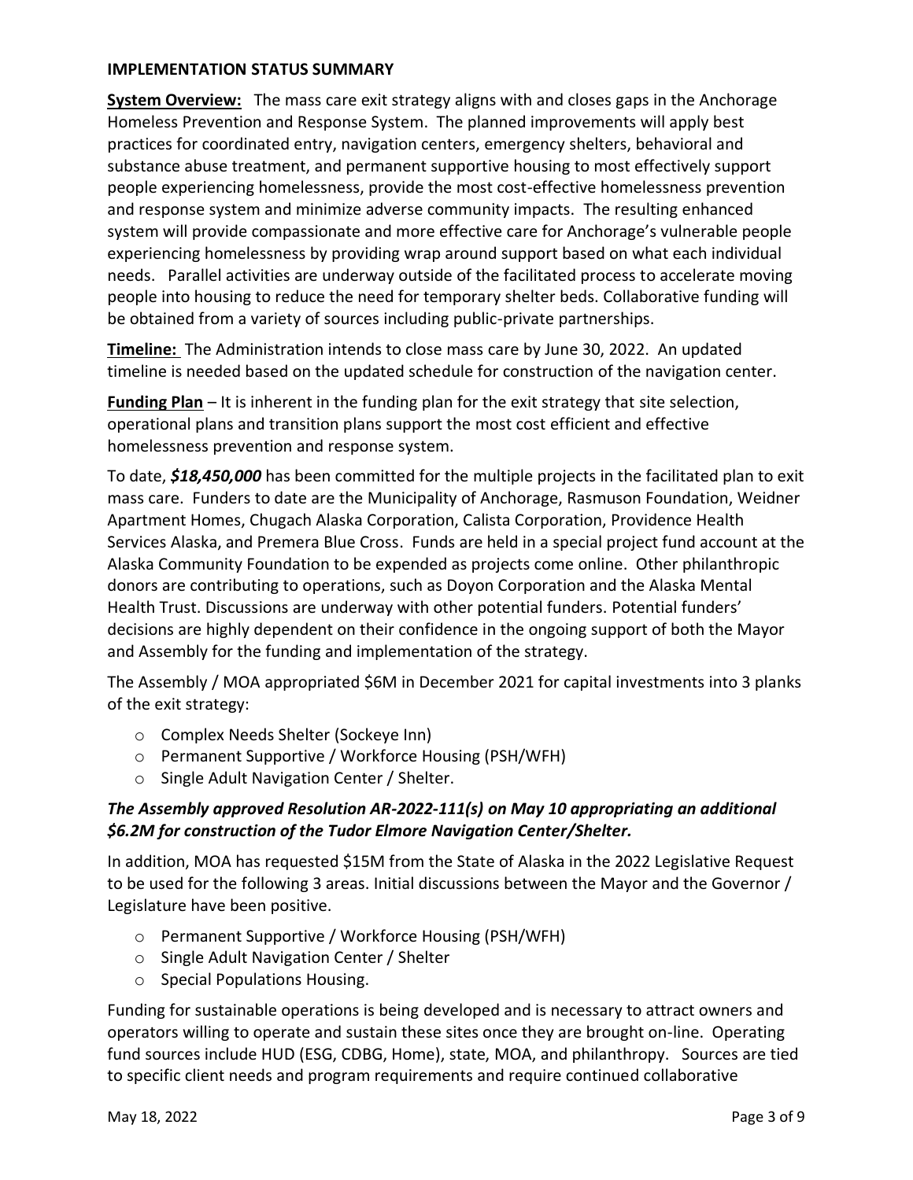## IMPLEMENTATION STATUS SUMMARY

**System Overview:** The mass care exit strategy aligns with and closes gaps in the Anchorage Homeless Prevention and Response System. The planned improvements will apply best practices for coordinated entry, navigation centers, emergency shelters, behavioral and substance abuse treatment, and permanent supportive housing to most effectively support people experiencing homelessness, provide the most cost-effective homelessness prevention and response system and minimize adverse community impacts. The resulting enhanced system will provide compassionate and more effective care for Anchorage's vulnerable people experiencing homelessness by providing wrap around support based on what each individual needs. Parallel activities are underway outside of the facilitated process to accelerate moving people into housing to reduce the need for temporary shelter beds. Collaborative funding will be obtained from a variety of sources including public-private partnerships.

**Timeline:** The Administration intends to close mass care by June 30, 2022. An updated timeline is needed based on the updated schedule for construction of the navigation center.

**Funding Plan** – It is inherent in the funding plan for the exit strategy that site selection, operational plans and transition plans support the most cost efficient and effective homelessness prevention and response system.

To date, ***$18,450,000*** has been committed for the multiple projects in the facilitated plan to exit mass care. Funders to date are the Municipality of Anchorage, Rasmuson Foundation, Weidner Apartment Homes, Chugach Alaska Corporation, Calista Corporation, Providence Health Services Alaska, and Premera Blue Cross. Funds are held in a special project fund account at the Alaska Community Foundation to be expended as projects come online. Other philanthropic donors are contributing to operations, such as Doyon Corporation and the Alaska Mental Health Trust. Discussions are underway with other potential funders. Potential funders' decisions are highly dependent on their confidence in the ongoing support of both the Mayor and Assembly for the funding and implementation of the strategy.

The Assembly / MOA appropriated $6M in December 2021 for capital investments into 3 planks of the exit strategy:

- Complex Needs Shelter (Sockeye Inn)
- Permanent Supportive / Workforce Housing (PSH/WFH)
- Single Adult Navigation Center / Shelter.

***The Assembly approved Resolution AR-2022-111(s) on May 10 appropriating an additional $6.2M for construction of the Tudor Elmore Navigation Center/Shelter.***

In addition, MOA has requested $15M from the State of Alaska in the 2022 Legislative Request to be used for the following 3 areas. Initial discussions between the Mayor and the Governor / Legislature have been positive.

- Permanent Supportive / Workforce Housing (PSH/WFH)
- Single Adult Navigation Center / Shelter
- Special Populations Housing.

Funding for sustainable operations is being developed and is necessary to attract owners and operators willing to operate and sustain these sites once they are brought on-line. Operating fund sources include HUD (ESG, CDBG, Home), state, MOA, and philanthropy. Sources are tied to specific client needs and program requirements and require continued collaborative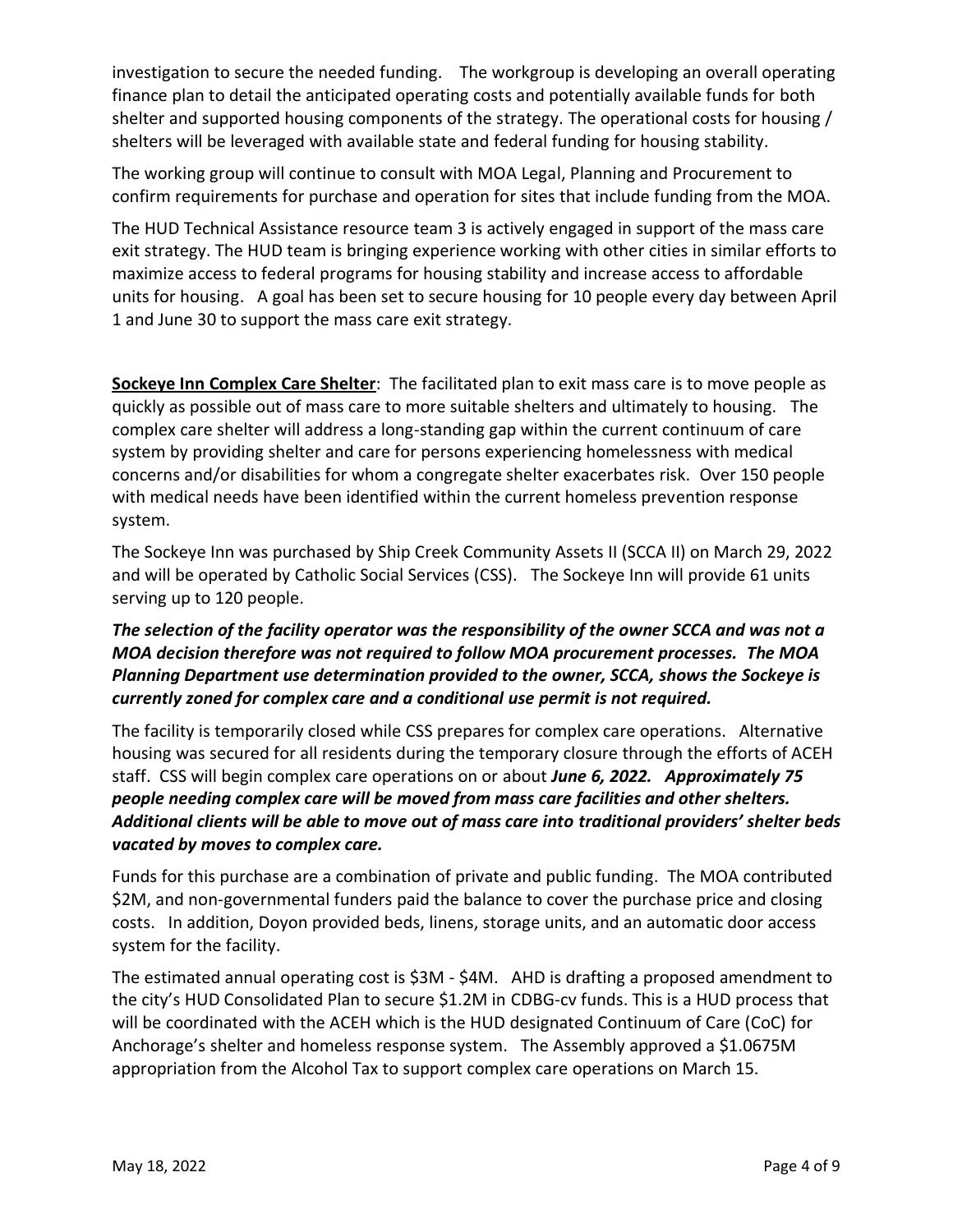investigation to secure the needed funding. The workgroup is developing an overall operating finance plan to detail the anticipated operating costs and potentially available funds for both shelter and supported housing components of the strategy. The operational costs for housing / shelters will be leveraged with available state and federal funding for housing stability.

The working group will continue to consult with MOA Legal, Planning and Procurement to confirm requirements for purchase and operation for sites that include funding from the MOA.

The HUD Technical Assistance resource team 3 is actively engaged in support of the mass care exit strategy. The HUD team is bringing experience working with other cities in similar efforts to maximize access to federal programs for housing stability and increase access to affordable units for housing. A goal has been set to secure housing for 10 people every day between April 1 and June 30 to support the mass care exit strategy.

**Sockeye Inn Complex Care Shelter**: The facilitated plan to exit mass care is to move people as quickly as possible out of mass care to more suitable shelters and ultimately to housing. The complex care shelter will address a long-standing gap within the current continuum of care system by providing shelter and care for persons experiencing homelessness with medical concerns and/or disabilities for whom a congregate shelter exacerbates risk. Over 150 people with medical needs have been identified within the current homeless prevention response system.

The Sockeye Inn was purchased by Ship Creek Community Assets II (SCCA II) on March 29, 2022 and will be operated by Catholic Social Services (CSS). The Sockeye Inn will provide 61 units serving up to 120 people.

***The selection of the facility operator was the responsibility of the owner SCCA and was not a MOA decision therefore was not required to follow MOA procurement processes. The MOA Planning Department use determination provided to the owner, SCCA, shows the Sockeye is currently zoned for complex care and a conditional use permit is not required.***

The facility is temporarily closed while CSS prepares for complex care operations. Alternative housing was secured for all residents during the temporary closure through the efforts of ACEH staff. CSS will begin complex care operations on or about ***June 6, 2022. Approximately 75 people needing complex care will be moved from mass care facilities and other shelters. Additional clients will be able to move out of mass care into traditional providers' shelter beds vacated by moves to complex care.***

Funds for this purchase are a combination of private and public funding. The MOA contributed $2M, and non-governmental funders paid the balance to cover the purchase price and closing costs. In addition, Doyon provided beds, linens, storage units, and an automatic door access system for the facility.

The estimated annual operating cost is $3M - $4M. AHD is drafting a proposed amendment to the city's HUD Consolidated Plan to secure $1.2M in CDBG-cv funds. This is a HUD process that will be coordinated with the ACEH which is the HUD designated Continuum of Care (CoC) for Anchorage's shelter and homeless response system. The Assembly approved a $1.0675M appropriation from the Alcohol Tax to support complex care operations on March 15.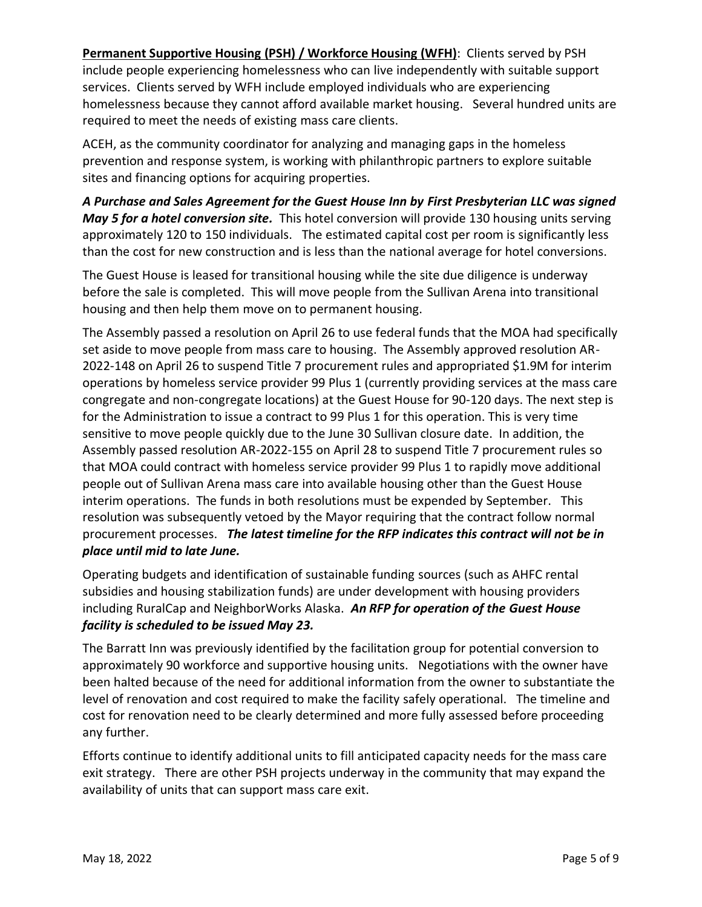**Permanent Supportive Housing (PSH) / Workforce Housing (WFH)**: Clients served by PSH include people experiencing homelessness who can live independently with suitable support services. Clients served by WFH include employed individuals who are experiencing homelessness because they cannot afford available market housing. Several hundred units are required to meet the needs of existing mass care clients.

ACEH, as the community coordinator for analyzing and managing gaps in the homeless prevention and response system, is working with philanthropic partners to explore suitable sites and financing options for acquiring properties.

***A Purchase and Sales Agreement for the Guest House Inn by First Presbyterian LLC was signed May 5 for a hotel conversion site.*** This hotel conversion will provide 130 housing units serving approximately 120 to 150 individuals. The estimated capital cost per room is significantly less than the cost for new construction and is less than the national average for hotel conversions.

The Guest House is leased for transitional housing while the site due diligence is underway before the sale is completed. This will move people from the Sullivan Arena into transitional housing and then help them move on to permanent housing.

The Assembly passed a resolution on April 26 to use federal funds that the MOA had specifically set aside to move people from mass care to housing. The Assembly approved resolution AR-2022-148 on April 26 to suspend Title 7 procurement rules and appropriated $1.9M for interim operations by homeless service provider 99 Plus 1 (currently providing services at the mass care congregate and non-congregate locations) at the Guest House for 90-120 days. The next step is for the Administration to issue a contract to 99 Plus 1 for this operation. This is very time sensitive to move people quickly due to the June 30 Sullivan closure date. In addition, the Assembly passed resolution AR-2022-155 on April 28 to suspend Title 7 procurement rules so that MOA could contract with homeless service provider 99 Plus 1 to rapidly move additional people out of Sullivan Arena mass care into available housing other than the Guest House interim operations. The funds in both resolutions must be expended by September. This resolution was subsequently vetoed by the Mayor requiring that the contract follow normal procurement processes. ***The latest timeline for the RFP indicates this contract will not be in place until mid to late June.***

Operating budgets and identification of sustainable funding sources (such as AHFC rental subsidies and housing stabilization funds) are under development with housing providers including RuralCap and NeighborWorks Alaska. ***An RFP for operation of the Guest House facility is scheduled to be issued May 23.***

The Barratt Inn was previously identified by the facilitation group for potential conversion to approximately 90 workforce and supportive housing units. Negotiations with the owner have been halted because of the need for additional information from the owner to substantiate the level of renovation and cost required to make the facility safely operational. The timeline and cost for renovation need to be clearly determined and more fully assessed before proceeding any further.

Efforts continue to identify additional units to fill anticipated capacity needs for the mass care exit strategy. There are other PSH projects underway in the community that may expand the availability of units that can support mass care exit.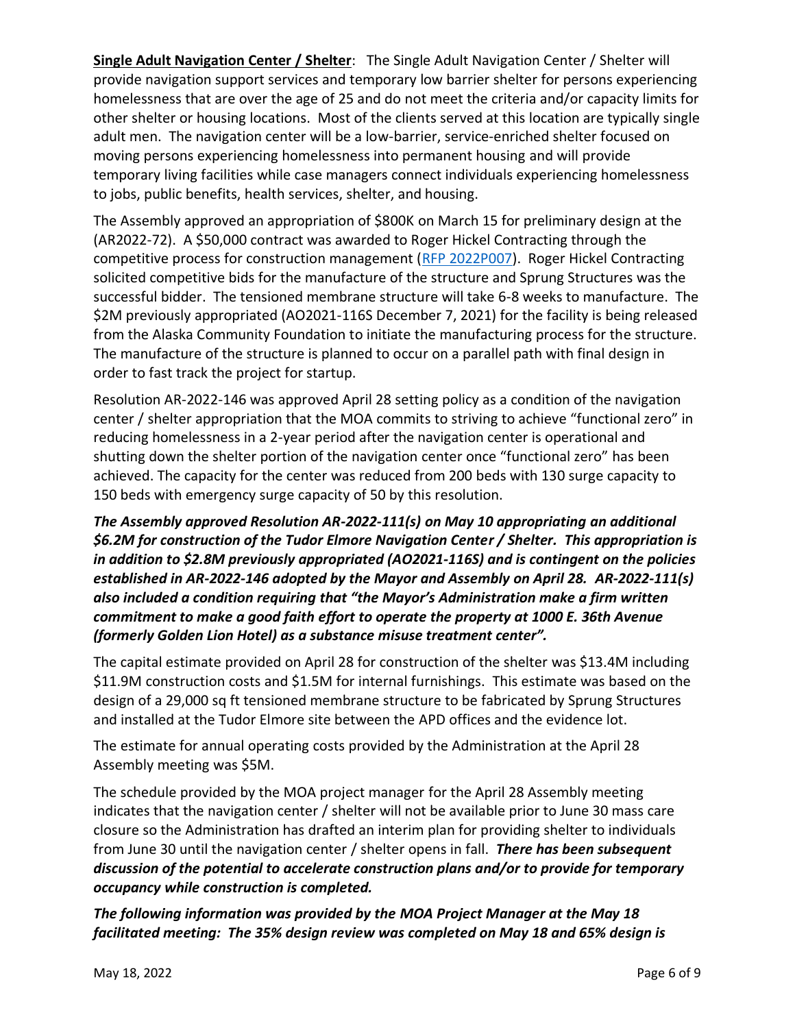**Single Adult Navigation Center / Shelter**: The Single Adult Navigation Center / Shelter will provide navigation support services and temporary low barrier shelter for persons experiencing homelessness that are over the age of 25 and do not meet the criteria and/or capacity limits for other shelter or housing locations. Most of the clients served at this location are typically single adult men. The navigation center will be a low-barrier, service-enriched shelter focused on moving persons experiencing homelessness into permanent housing and will provide temporary living facilities while case managers connect individuals experiencing homelessness to jobs, public benefits, health services, shelter, and housing.

The Assembly approved an appropriation of $800K on March 15 for preliminary design at the (AR2022-72). A $50,000 contract was awarded to Roger Hickel Contracting through the competitive process for construction management (RFP 2022P007). Roger Hickel Contracting solicited competitive bids for the manufacture of the structure and Sprung Structures was the successful bidder. The tensioned membrane structure will take 6-8 weeks to manufacture. The $2M previously appropriated (AO2021-116S December 7, 2021) for the facility is being released from the Alaska Community Foundation to initiate the manufacturing process for the structure. The manufacture of the structure is planned to occur on a parallel path with final design in order to fast track the project for startup.

Resolution AR-2022-146 was approved April 28 setting policy as a condition of the navigation center / shelter appropriation that the MOA commits to striving to achieve "functional zero" in reducing homelessness in a 2-year period after the navigation center is operational and shutting down the shelter portion of the navigation center once "functional zero" has been achieved. The capacity for the center was reduced from 200 beds with 130 surge capacity to 150 beds with emergency surge capacity of 50 by this resolution.

***The Assembly approved Resolution AR-2022-111(s) on May 10 appropriating an additional $6.2M for construction of the Tudor Elmore Navigation Center / Shelter. This appropriation is in addition to $2.8M previously appropriated (AO2021-116S) and is contingent on the policies established in AR-2022-146 adopted by the Mayor and Assembly on April 28. AR-2022-111(s) also included a condition requiring that "the Mayor's Administration make a firm written commitment to make a good faith effort to operate the property at 1000 E. 36th Avenue (formerly Golden Lion Hotel) as a substance misuse treatment center".***

The capital estimate provided on April 28 for construction of the shelter was $13.4M including $11.9M construction costs and $1.5M for internal furnishings. This estimate was based on the design of a 29,000 sq ft tensioned membrane structure to be fabricated by Sprung Structures and installed at the Tudor Elmore site between the APD offices and the evidence lot.

The estimate for annual operating costs provided by the Administration at the April 28 Assembly meeting was $5M.

The schedule provided by the MOA project manager for the April 28 Assembly meeting indicates that the navigation center / shelter will not be available prior to June 30 mass care closure so the Administration has drafted an interim plan for providing shelter to individuals from June 30 until the navigation center / shelter opens in fall. ***There has been subsequent discussion of the potential to accelerate construction plans and/or to provide for temporary occupancy while construction is completed.***

***The following information was provided by the MOA Project Manager at the May 18 facilitated meeting: The 35% design review was completed on May 18 and 65% design is***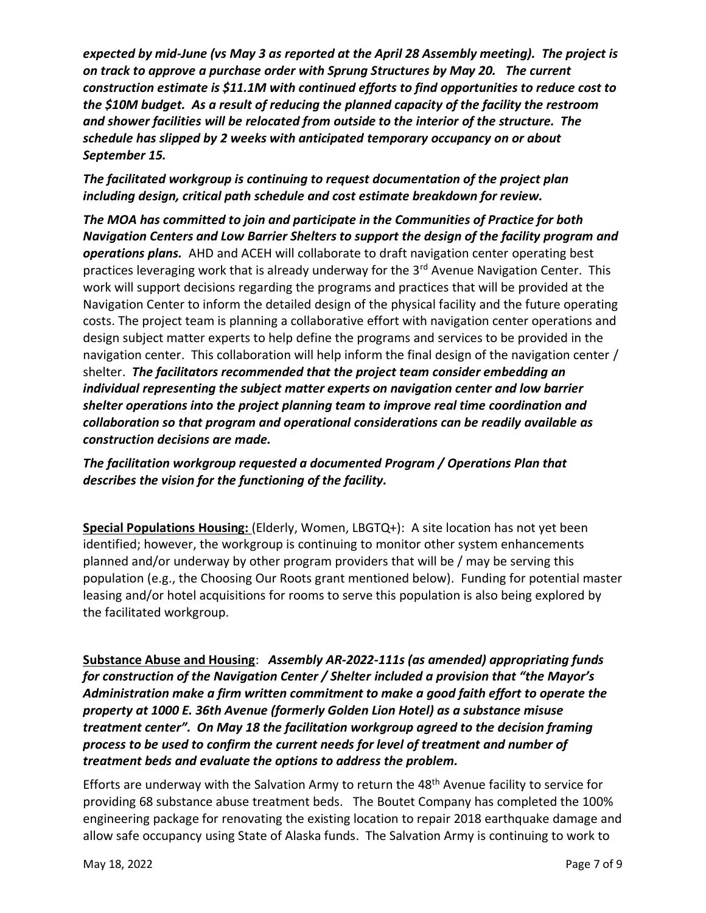***expected by mid-June (vs May 3 as reported at the April 28 Assembly meeting). The project is on track to approve a purchase order with Sprung Structures by May 20. The current construction estimate is $11.1M with continued efforts to find opportunities to reduce cost to the $10M budget. As a result of reducing the planned capacity of the facility the restroom and shower facilities will be relocated from outside to the interior of the structure. The schedule has slipped by 2 weeks with anticipated temporary occupancy on or about September 15.***

***The facilitated workgroup is continuing to request documentation of the project plan including design, critical path schedule and cost estimate breakdown for review.***

***The MOA has committed to join and participate in the Communities of Practice for both Navigation Centers and Low Barrier Shelters to support the design of the facility program and operations plans.*** AHD and ACEH will collaborate to draft navigation center operating best practices leveraging work that is already underway for the 3rd Avenue Navigation Center. This work will support decisions regarding the programs and practices that will be provided at the Navigation Center to inform the detailed design of the physical facility and the future operating costs. The project team is planning a collaborative effort with navigation center operations and design subject matter experts to help define the programs and services to be provided in the navigation center. This collaboration will help inform the final design of the navigation center / shelter. ***The facilitators recommended that the project team consider embedding an individual representing the subject matter experts on navigation center and low barrier shelter operations into the project planning team to improve real time coordination and collaboration so that program and operational considerations can be readily available as construction decisions are made.***

***The facilitation workgroup requested a documented Program / Operations Plan that describes the vision for the functioning of the facility.***

**Special Populations Housing:** (Elderly, Women, LBGTQ+): A site location has not yet been identified; however, the workgroup is continuing to monitor other system enhancements planned and/or underway by other program providers that will be / may be serving this population (e.g., the Choosing Our Roots grant mentioned below). Funding for potential master leasing and/or hotel acquisitions for rooms to serve this population is also being explored by the facilitated workgroup.

**Substance Abuse and Housing**: ***Assembly AR-2022-111s (as amended) appropriating funds for construction of the Navigation Center / Shelter included a provision that "the Mayor's Administration make a firm written commitment to make a good faith effort to operate the property at 1000 E. 36th Avenue (formerly Golden Lion Hotel) as a substance misuse treatment center". On May 18 the facilitation workgroup agreed to the decision framing process to be used to confirm the current needs for level of treatment and number of treatment beds and evaluate the options to address the problem.***

Efforts are underway with the Salvation Army to return the 48th Avenue facility to service for providing 68 substance abuse treatment beds. The Boutet Company has completed the 100% engineering package for renovating the existing location to repair 2018 earthquake damage and allow safe occupancy using State of Alaska funds. The Salvation Army is continuing to work to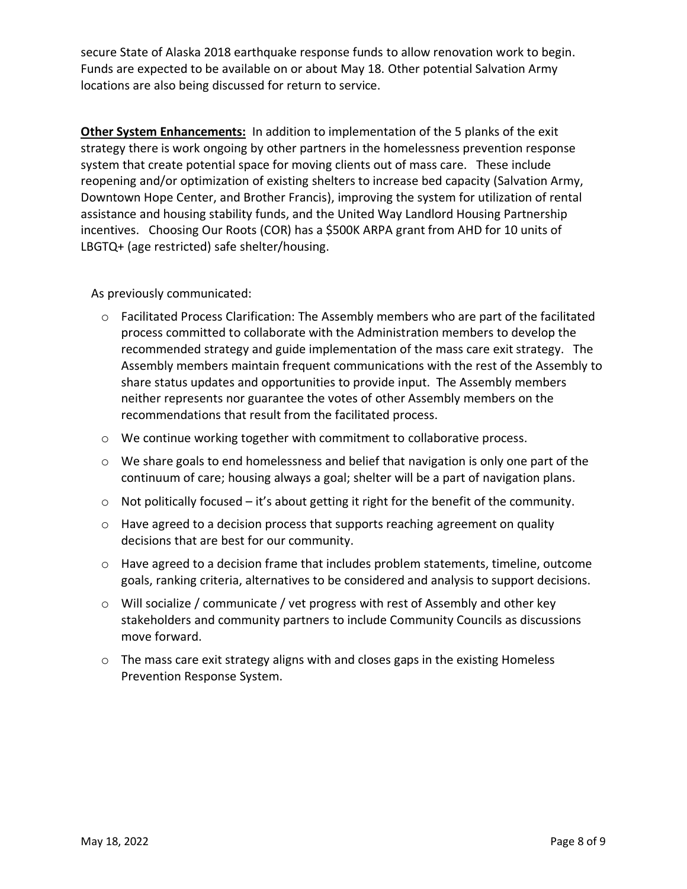secure State of Alaska 2018 earthquake response funds to allow renovation work to begin. Funds are expected to be available on or about May 18. Other potential Salvation Army locations are also being discussed for return to service.

**Other System Enhancements:** In addition to implementation of the 5 planks of the exit strategy there is work ongoing by other partners in the homelessness prevention response system that create potential space for moving clients out of mass care. These include reopening and/or optimization of existing shelters to increase bed capacity (Salvation Army, Downtown Hope Center, and Brother Francis), improving the system for utilization of rental assistance and housing stability funds, and the United Way Landlord Housing Partnership incentives. Choosing Our Roots (COR) has a $500K ARPA grant from AHD for 10 units of LBGTQ+ (age restricted) safe shelter/housing.

As previously communicated:

- Facilitated Process Clarification: The Assembly members who are part of the facilitated process committed to collaborate with the Administration members to develop the recommended strategy and guide implementation of the mass care exit strategy. The Assembly members maintain frequent communications with the rest of the Assembly to share status updates and opportunities to provide input. The Assembly members neither represents nor guarantee the votes of other Assembly members on the recommendations that result from the facilitated process.
- We continue working together with commitment to collaborative process.
- We share goals to end homelessness and belief that navigation is only one part of the continuum of care; housing always a goal; shelter will be a part of navigation plans.
- Not politically focused – it's about getting it right for the benefit of the community.
- Have agreed to a decision process that supports reaching agreement on quality decisions that are best for our community.
- Have agreed to a decision frame that includes problem statements, timeline, outcome goals, ranking criteria, alternatives to be considered and analysis to support decisions.
- Will socialize / communicate / vet progress with rest of Assembly and other key stakeholders and community partners to include Community Councils as discussions move forward.
- The mass care exit strategy aligns with and closes gaps in the existing Homeless Prevention Response System.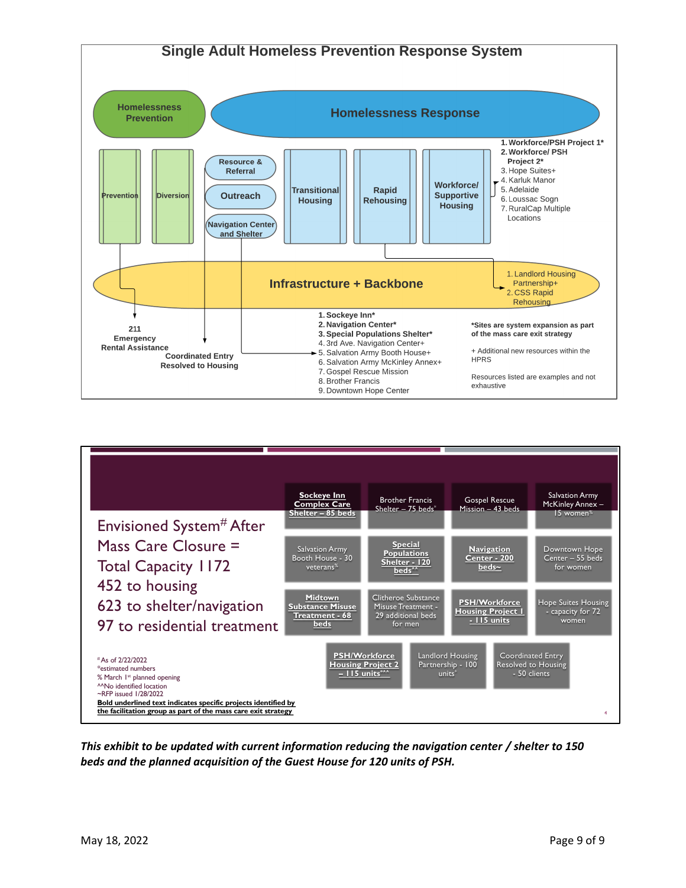## Single Adult Homeless Prevention Response System

Homelessness Prevention

Homelessness Response

Prevention

Diversion

Resource & Referral

Outreach

Navigation Center and Shelter

Transitional Housing

Rapid Rehousing

Workforce/ Supportive Housing

1. Workforce/PSH Project 1*
2. Workforce/ PSH Project 2*
3. Hope Suites+
4. Karluk Manor
5. Adelaide
6. Loussac Sogn
7. RuralCap Multiple Locations

Infrastructure + Backbone

1. Landlord Housing Partnership+
2. CSS Rapid Rehousing

211 Emergency Rental Assistance

Coordinated Entry Resolved to Housing

1. Sockeye Inn*
2. Navigation Center*
3. Special Populations Shelter*
4. 3rd Ave. Navigation Center+
5. Salvation Army Booth House+
6. Salvation Army McKinley Annex+
7. Gospel Rescue Mission
8. Brother Francis
9. Downtown Hope Center

*Sites are system expansion as part of the mass care exit strategy

+ Additional new resources within the HPRS

Resources listed are examples and not exhaustive

---

Envisioned System# After Mass Care Closure = Total Capacity 1172
452 to housing
623 to shelter/navigation
97 to residential treatment

**Sockeye Inn Complex Care Shelter – 85 beds**

Brother Francis Shelter – 75 beds*

Gospel Rescue Mission – 43 beds

Salvation Army McKinley Annex – 15 women%

Salvation Army Booth House - 30 veterans%

**Special Populations Shelter - 120 beds^^**

**Navigation Center – 200 beds~**

Downtown Hope Center – 55 beds for women

**Midtown Substance Misuse Treatment - 68 beds**

Clitheroe Substance Misuse Treatment - 29 additional beds for men

**PSH/Workforce Housing Project 1 - 115 units**

Hope Suites Housing - capacity for 72 women

**PSH/Workforce Housing Project 2 – 115 units^^^**

Landlord Housing Partnership - 100 units*

Coordinated Entry Resolved to Housing - 50 clients

#As of 2/22/2022
*estimated numbers
% March 1st planned opening
^^No identified location
~RFP issued 1/28/2022
**Bold underlined text indicates specific projects identified by the facilitation group as part of the mass care exit strategy**

***This exhibit to be updated with current information reducing the navigation center / shelter to 150 beds and the planned acquisition of the Guest House for 120 units of PSH.***

May 18, 2022